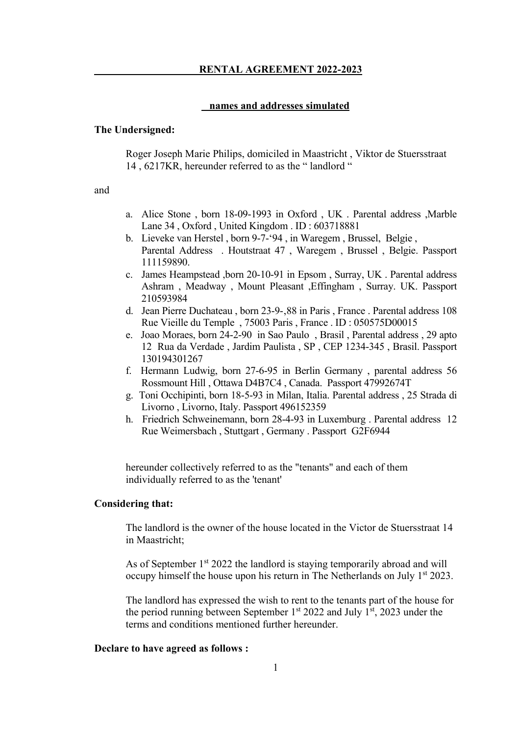## RENTAL AGREEMENT 2022-2023

**names and addresses simulated**

**The Undersigned:**

Roger Joseph Marie Philips, domiciled in Maastricht , Viktor de Stuersstraat 14 , 6217KR, hereunder referred to as the " landlord "

and

a. Alice Stone , born 18-09-1993 in Oxford , UK . Parental address ,Marble Lane 34 , Oxford , United Kingdom . ID : 603718881
b. Lieveke van Herstel , born 9-7-'94 , in Waregem , Brussel, Belgie , Parental Address . Houtstraat 47 , Waregem , Brussel , Belgie. Passport 111159890.
c. James Heampstead ,born 20-10-91 in Epsom , Surray, UK . Parental address Ashram , Meadway , Mount Pleasant ,Effingham , Surray. UK. Passport 210593984
d. Jean Pierre Duchateau , born 23-9-,88 in Paris , France . Parental address 108 Rue Vieille du Temple , 75003 Paris , France . ID : 050575D00015
e. Joao Moraes, born 24-2-90 in Sao Paulo , Brasil , Parental address , 29 apto 12 Rua da Verdade , Jardim Paulista , SP , CEP 1234-345 , Brasil. Passport 130194301267
f. Hermann Ludwig, born 27-6-95 in Berlin Germany , parental address 56 Rossmount Hill , Ottawa D4B7C4 , Canada. Passport 47992674T
g. Toni Occhipinti, born 18-5-93 in Milan, Italia. Parental address , 25 Strada di Livorno , Livorno, Italy. Passport 496152359
h. Friedrich Schweinemann, born 28-4-93 in Luxemburg . Parental address 12 Rue Weimersbach , Stuttgart , Germany . Passport G2F6944

hereunder collectively referred to as the "tenants" and each of them individually referred to as the 'tenant'

**Considering that:**

The landlord is the owner of the house located in the Victor de Stuersstraat 14 in Maastricht;

As of September 1st 2022 the landlord is staying temporarily abroad and will occupy himself the house upon his return in The Netherlands on July 1st 2023.

The landlord has expressed the wish to rent to the tenants part of the house for the period running between September 1st 2022 and July 1st, 2023 under the terms and conditions mentioned further hereunder.

**Declare to have agreed as follows :**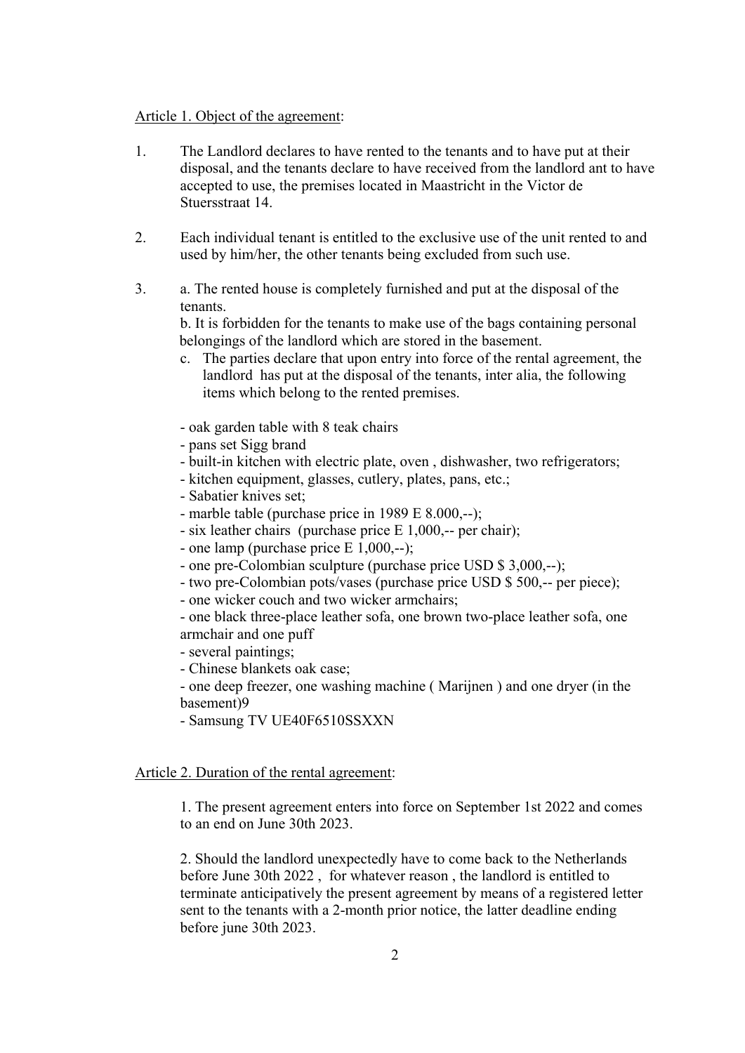Article 1. Object of the agreement:

1. The Landlord declares to have rented to the tenants and to have put at their disposal, and the tenants declare to have received from the landlord ant to have accepted to use, the premises located in Maastricht in the Victor de Stuersstraat 14.

2. Each individual tenant is entitled to the exclusive use of the unit rented to and used by him/her, the other tenants being excluded from such use.

3. a. The rented house is completely furnished and put at the disposal of the tenants.
   b. It is forbidden for the tenants to make use of the bags containing personal belongings of the landlord which are stored in the basement.
   c. The parties declare that upon entry into force of the rental agreement, the landlord has put at the disposal of the tenants, inter alia, the following items which belong to the rented premises.

   - oak garden table with 8 teak chairs
   - pans set Sigg brand
   - built-in kitchen with electric plate, oven , dishwasher, two refrigerators;
   - kitchen equipment, glasses, cutlery, plates, pans, etc.;
   - Sabatier knives set;
   - marble table (purchase price in 1989 E 8.000,--);
   - six leather chairs (purchase price E 1,000,-- per chair);
   - one lamp (purchase price E 1,000,--);
   - one pre-Colombian sculpture (purchase price USD $ 3,000,--);
   - two pre-Colombian pots/vases (purchase price USD $ 500,-- per piece);
   - one wicker couch and two wicker armchairs;
   - one black three-place leather sofa, one brown two-place leather sofa, one armchair and one puff
   - several paintings;
   - Chinese blankets oak case;
   - one deep freezer, one washing machine ( Marijnen ) and one dryer (in the basement)9
   - Samsung TV UE40F6510SSXXN

Article 2. Duration of the rental agreement:

1. The present agreement enters into force on September 1st 2022 and comes to an end on June 30th 2023.

2. Should the landlord unexpectedly have to come back to the Netherlands before June 30th 2022 , for whatever reason , the landlord is entitled to terminate anticipatively the present agreement by means of a registered letter sent to the tenants with a 2-month prior notice, the latter deadline ending before june 30th 2023.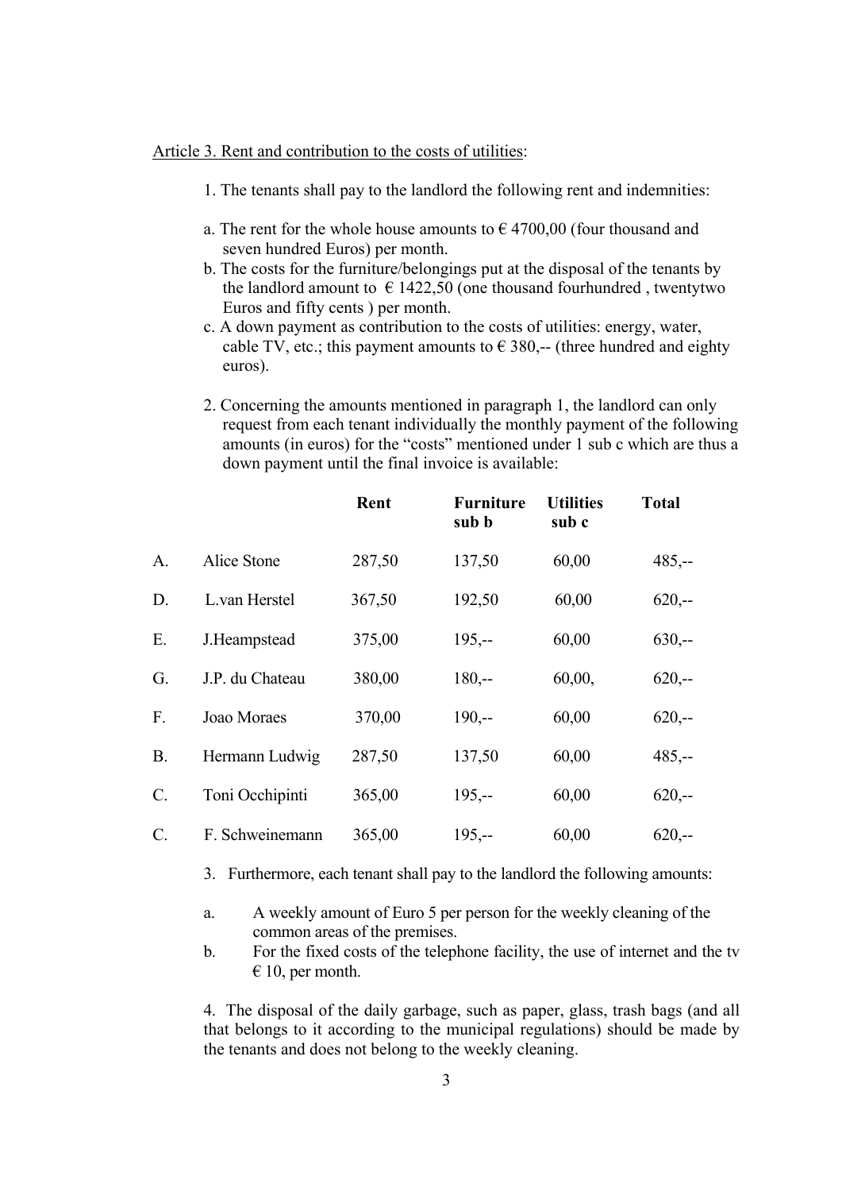<u>Article 3. Rent and contribution to the costs of utilities</u>:

1. The tenants shall pay to the landlord the following rent and indemnities:

a. The rent for the whole house amounts to € 4700,00 (four thousand and seven hundred Euros) per month.

b. The costs for the furniture/belongings put at the disposal of the tenants by the landlord amount to € 1422,50 (one thousand fourhundred , twentytwo Euros and fifty cents ) per month.

c. A down payment as contribution to the costs of utilities: energy, water, cable TV, etc.; this payment amounts to € 380,-- (three hundred and eighty euros).

2. Concerning the amounts mentioned in paragraph 1, the landlord can only request from each tenant individually the monthly payment of the following amounts (in euros) for the "costs" mentioned under 1 sub c which are thus a down payment until the final invoice is available:

| | | Rent | Furniture sub b | Utilities sub c | Total |
|---|---|---|---|---|---|
| A. | Alice Stone | 287,50 | 137,50 | 60,00 | 485,-- |
| D. | L.van Herstel | 367,50 | 192,50 | 60,00 | 620,-- |
| E. | J.Heampstead | 375,00 | 195,-- | 60,00 | 630,-- |
| G. | J.P. du Chateau | 380,00 | 180,-- | 60,00, | 620,-- |
| F. | Joao Moraes | 370,00 | 190,-- | 60,00 | 620,-- |
| B. | Hermann Ludwig | 287,50 | 137,50 | 60,00 | 485,-- |
| C. | Toni Occhipinti | 365,00 | 195,-- | 60,00 | 620,-- |
| C. | F. Schweinemann | 365,00 | 195,-- | 60,00 | 620,-- |

3. Furthermore, each tenant shall pay to the landlord the following amounts:

a. A weekly amount of Euro 5 per person for the weekly cleaning of the common areas of the premises.

b. For the fixed costs of the telephone facility, the use of internet and the tv € 10, per month.

4. The disposal of the daily garbage, such as paper, glass, trash bags (and all that belongs to it according to the municipal regulations) should be made by the tenants and does not belong to the weekly cleaning.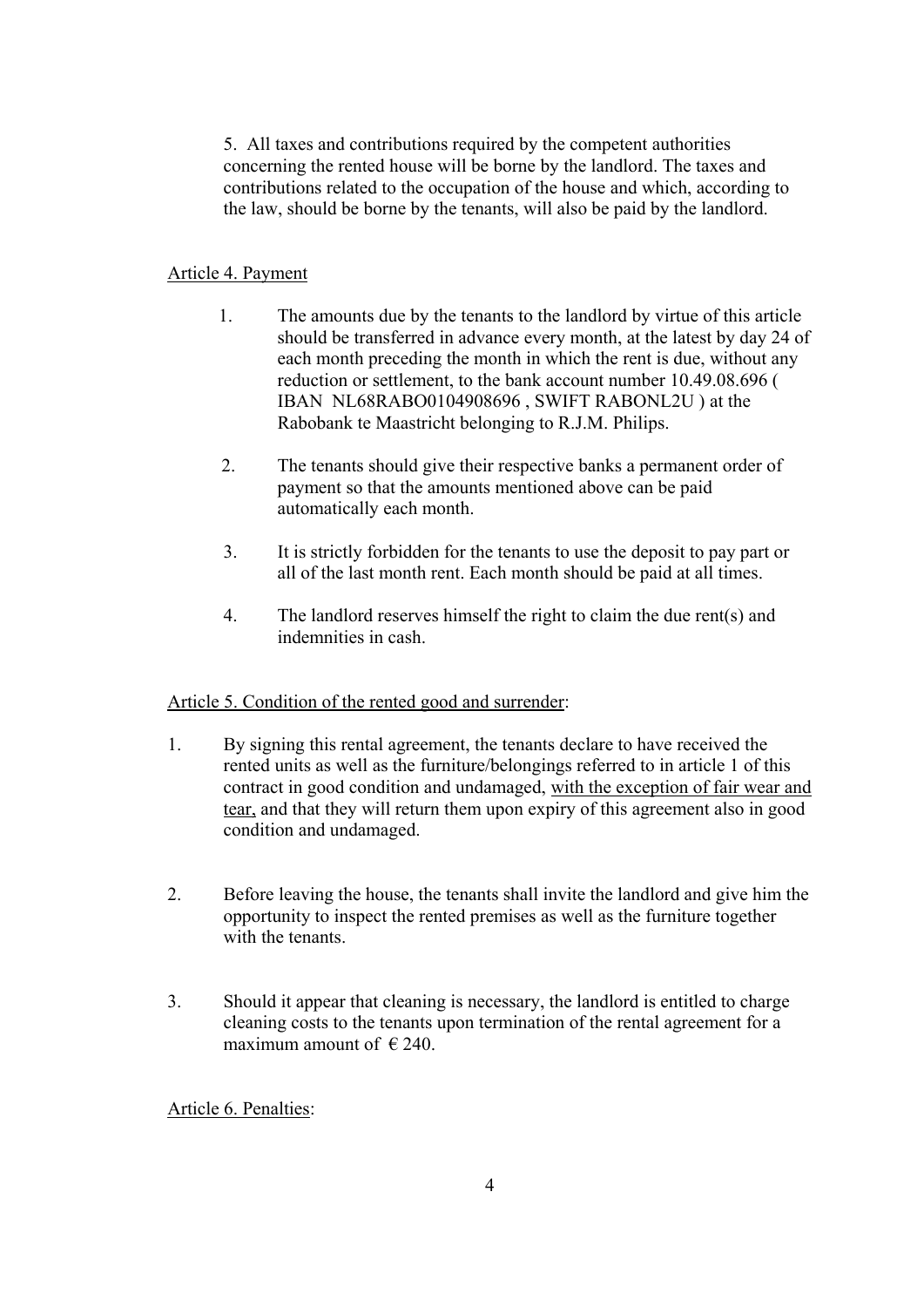5. All taxes and contributions required by the competent authorities concerning the rented house will be borne by the landlord. The taxes and contributions related to the occupation of the house and which, according to the law, should be borne by the tenants, will also be paid by the landlord.

## Article 4. Payment

1. The amounts due by the tenants to the landlord by virtue of this article should be transferred in advance every month, at the latest by day 24 of each month preceding the month in which the rent is due, without any reduction or settlement, to the bank account number 10.49.08.696 ( IBAN NL68RABO0104908696 , SWIFT RABONL2U ) at the Rabobank te Maastricht belonging to R.J.M. Philips.

2. The tenants should give their respective banks a permanent order of payment so that the amounts mentioned above can be paid automatically each month.

3. It is strictly forbidden for the tenants to use the deposit to pay part or all of the last month rent. Each month should be paid at all times.

4. The landlord reserves himself the right to claim the due rent(s) and indemnities in cash.

## Article 5. Condition of the rented good and surrender:

1. By signing this rental agreement, the tenants declare to have received the rented units as well as the furniture/belongings referred to in article 1 of this contract in good condition and undamaged, with the exception of fair wear and tear, and that they will return them upon expiry of this agreement also in good condition and undamaged.

2. Before leaving the house, the tenants shall invite the landlord and give him the opportunity to inspect the rented premises as well as the furniture together with the tenants.

3. Should it appear that cleaning is necessary, the landlord is entitled to charge cleaning costs to the tenants upon termination of the rental agreement for a maximum amount of € 240.

## Article 6. Penalties: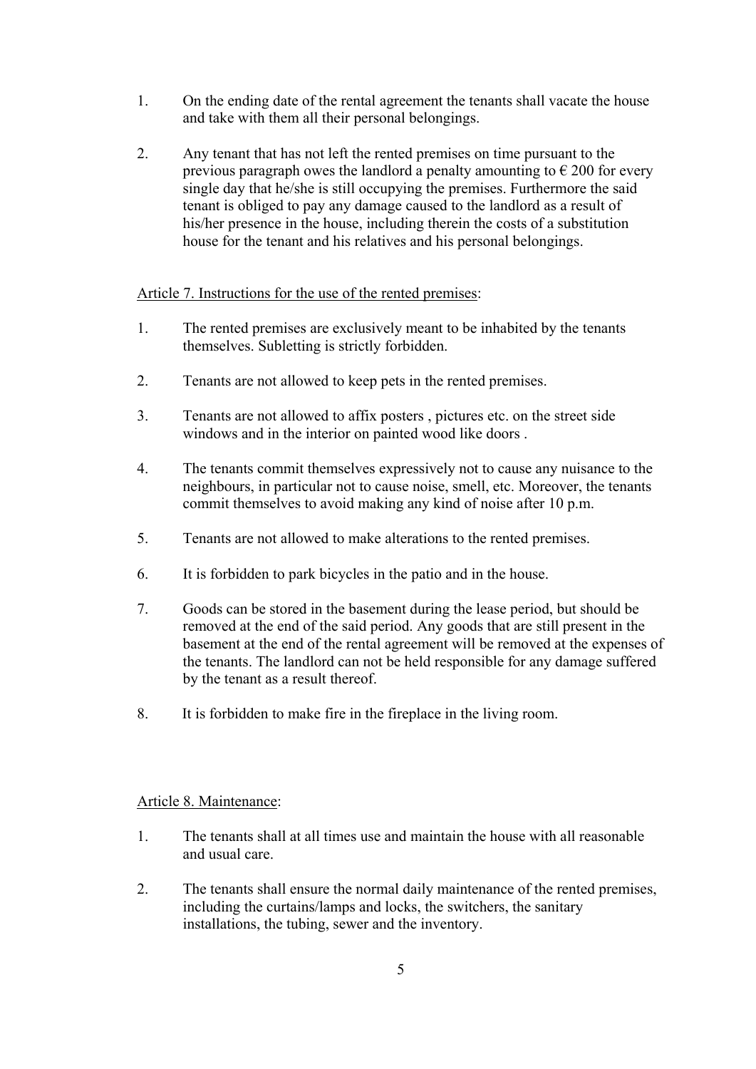1. On the ending date of the rental agreement the tenants shall vacate the house and take with them all their personal belongings.

2. Any tenant that has not left the rented premises on time pursuant to the previous paragraph owes the landlord a penalty amounting to € 200 for every single day that he/she is still occupying the premises. Furthermore the said tenant is obliged to pay any damage caused to the landlord as a result of his/her presence in the house, including therein the costs of a substitution house for the tenant and his relatives and his personal belongings.

Article 7. Instructions for the use of the rented premises:

1. The rented premises are exclusively meant to be inhabited by the tenants themselves. Subletting is strictly forbidden.

2. Tenants are not allowed to keep pets in the rented premises.

3. Tenants are not allowed to affix posters , pictures etc. on the street side windows and in the interior on painted wood like doors .

4. The tenants commit themselves expressively not to cause any nuisance to the neighbours, in particular not to cause noise, smell, etc. Moreover, the tenants commit themselves to avoid making any kind of noise after 10 p.m.

5. Tenants are not allowed to make alterations to the rented premises.

6. It is forbidden to park bicycles in the patio and in the house.

7. Goods can be stored in the basement during the lease period, but should be removed at the end of the said period. Any goods that are still present in the basement at the end of the rental agreement will be removed at the expenses of the tenants. The landlord can not be held responsible for any damage suffered by the tenant as a result thereof.

8. It is forbidden to make fire in the fireplace in the living room.

Article 8. Maintenance:

1. The tenants shall at all times use and maintain the house with all reasonable and usual care.

2. The tenants shall ensure the normal daily maintenance of the rented premises, including the curtains/lamps and locks, the switchers, the sanitary installations, the tubing, sewer and the inventory.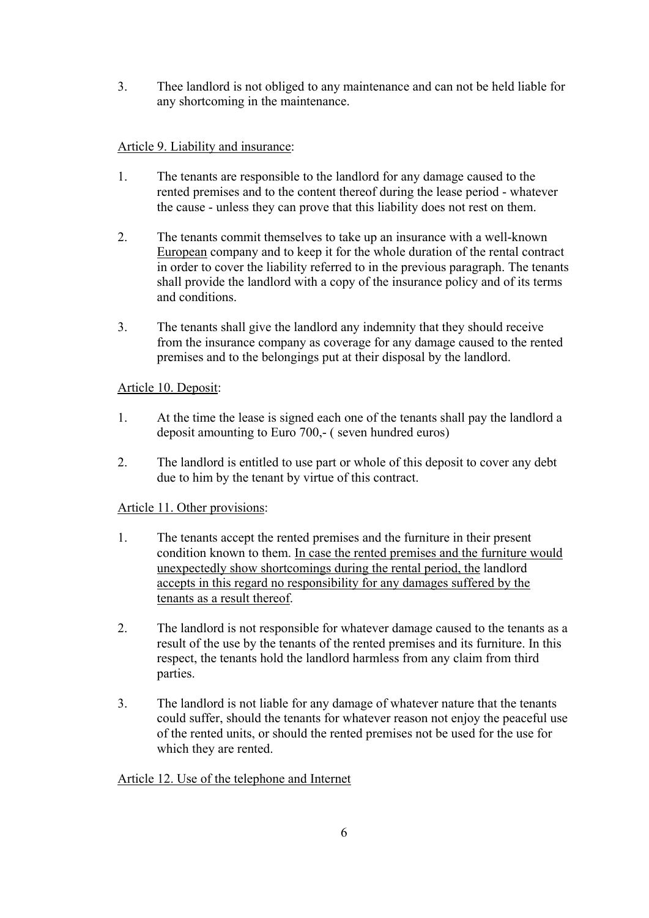3. Thee landlord is not obliged to any maintenance and can not be held liable for any shortcoming in the maintenance.

<u>Article 9. Liability and insurance</u>:

1. The tenants are responsible to the landlord for any damage caused to the rented premises and to the content thereof during the lease period - whatever the cause - unless they can prove that this liability does not rest on them.

2. The tenants commit themselves to take up an insurance with a well-known <u>European</u> company and to keep it for the whole duration of the rental contract in order to cover the liability referred to in the previous paragraph. The tenants shall provide the landlord with a copy of the insurance policy and of its terms and conditions.

3. The tenants shall give the landlord any indemnity that they should receive from the insurance company as coverage for any damage caused to the rented premises and to the belongings put at their disposal by the landlord.

<u>Article 10. Deposit</u>:

1. At the time the lease is signed each one of the tenants shall pay the landlord a deposit amounting to Euro 700,- ( seven hundred euros)

2. The landlord is entitled to use part or whole of this deposit to cover any debt due to him by the tenant by virtue of this contract.

<u>Article 11. Other provisions</u>:

1. The tenants accept the rented premises and the furniture in their present condition known to them. <u>In case the rented premises and the furniture would unexpectedly show shortcomings during the rental period, the</u> landlord <u>accepts in this regard no responsibility for any damages suffered by the tenants as a result thereof</u>.

2. The landlord is not responsible for whatever damage caused to the tenants as a result of the use by the tenants of the rented premises and its furniture. In this respect, the tenants hold the landlord harmless from any claim from third parties.

3. The landlord is not liable for any damage of whatever nature that the tenants could suffer, should the tenants for whatever reason not enjoy the peaceful use of the rented units, or should the rented premises not be used for the use for which they are rented.

<u>Article 12. Use of the telephone and Internet</u>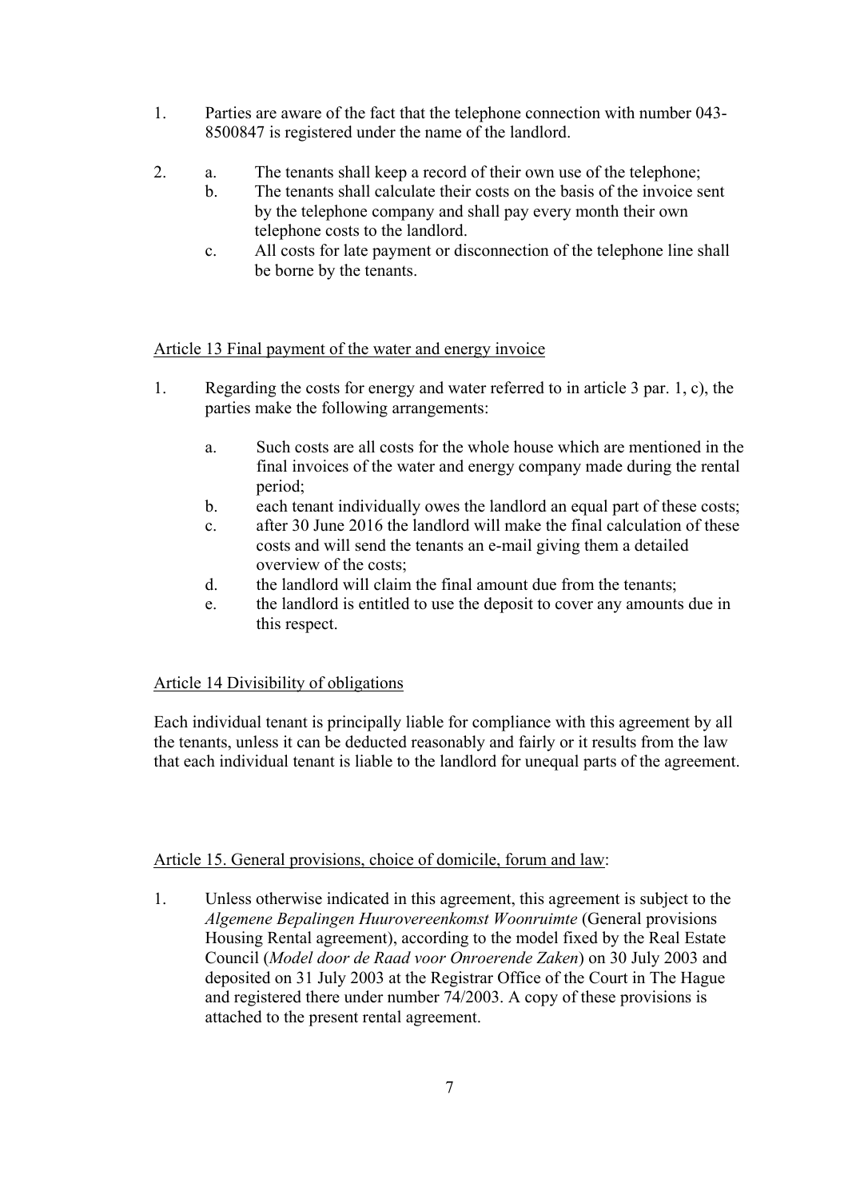1. Parties are aware of the fact that the telephone connection with number 043-8500847 is registered under the name of the landlord.

2. a. The tenants shall keep a record of their own use of the telephone;
   b. The tenants shall calculate their costs on the basis of the invoice sent by the telephone company and shall pay every month their own telephone costs to the landlord.
   c. All costs for late payment or disconnection of the telephone line shall be borne by the tenants.

## Article 13 Final payment of the water and energy invoice

1. Regarding the costs for energy and water referred to in article 3 par. 1, c), the parties make the following arrangements:

   a. Such costs are all costs for the whole house which are mentioned in the final invoices of the water and energy company made during the rental period;
   b. each tenant individually owes the landlord an equal part of these costs;
   c. after 30 June 2016 the landlord will make the final calculation of these costs and will send the tenants an e-mail giving them a detailed overview of the costs;
   d. the landlord will claim the final amount due from the tenants;
   e. the landlord is entitled to use the deposit to cover any amounts due in this respect.

## Article 14 Divisibility of obligations

Each individual tenant is principally liable for compliance with this agreement by all the tenants, unless it can be deducted reasonably and fairly or it results from the law that each individual tenant is liable to the landlord for unequal parts of the agreement.

## Article 15. General provisions, choice of domicile, forum and law:

1. Unless otherwise indicated in this agreement, this agreement is subject to the *Algemene Bepalingen Huurovereenkomst Woonruimte* (General provisions Housing Rental agreement), according to the model fixed by the Real Estate Council (*Model door de Raad voor Onroerende Zaken*) on 30 July 2003 and deposited on 31 July 2003 at the Registrar Office of the Court in The Hague and registered there under number 74/2003. A copy of these provisions is attached to the present rental agreement.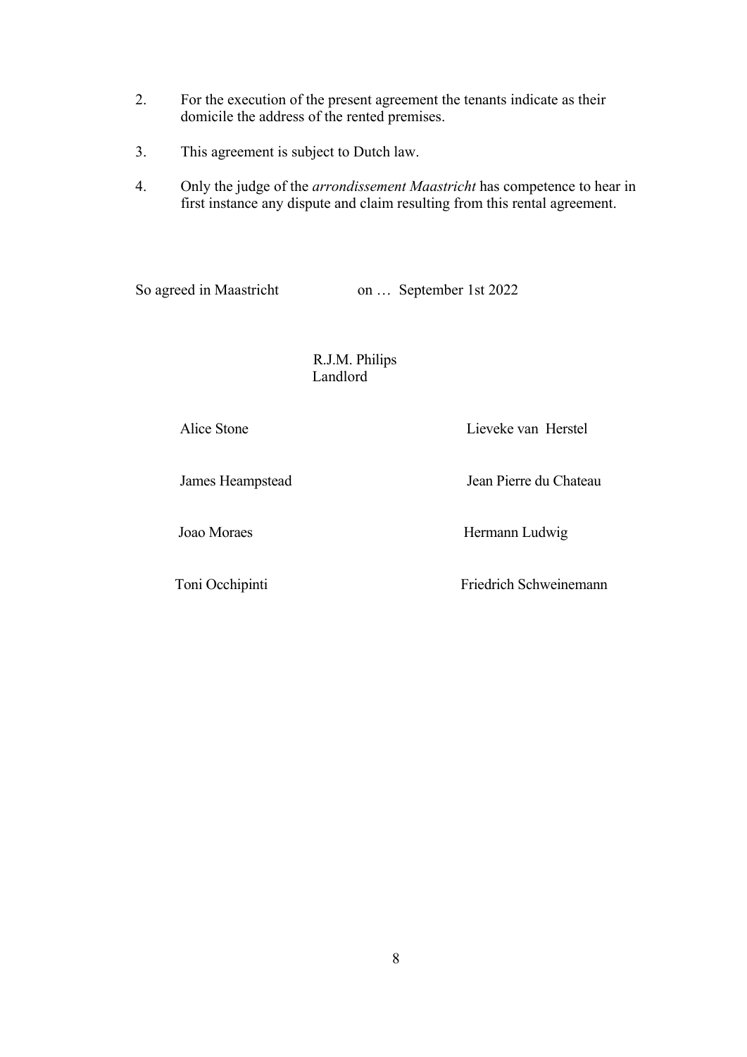2. For the execution of the present agreement the tenants indicate as their domicile the address of the rented premises.

3. This agreement is subject to Dutch law.

4. Only the judge of the *arrondissement Maastricht* has competence to hear in first instance any dispute and claim resulting from this rental agreement.

So agreed in Maastricht on … September 1st 2022

R.J.M. Philips
Landlord

| | |
|---|---|
| Alice Stone | Lieveke van Herstel |
| James Heampstead | Jean Pierre du Chateau |
| Joao Moraes | Hermann Ludwig |
| Toni Occhipinti | Friedrich Schweinemann |